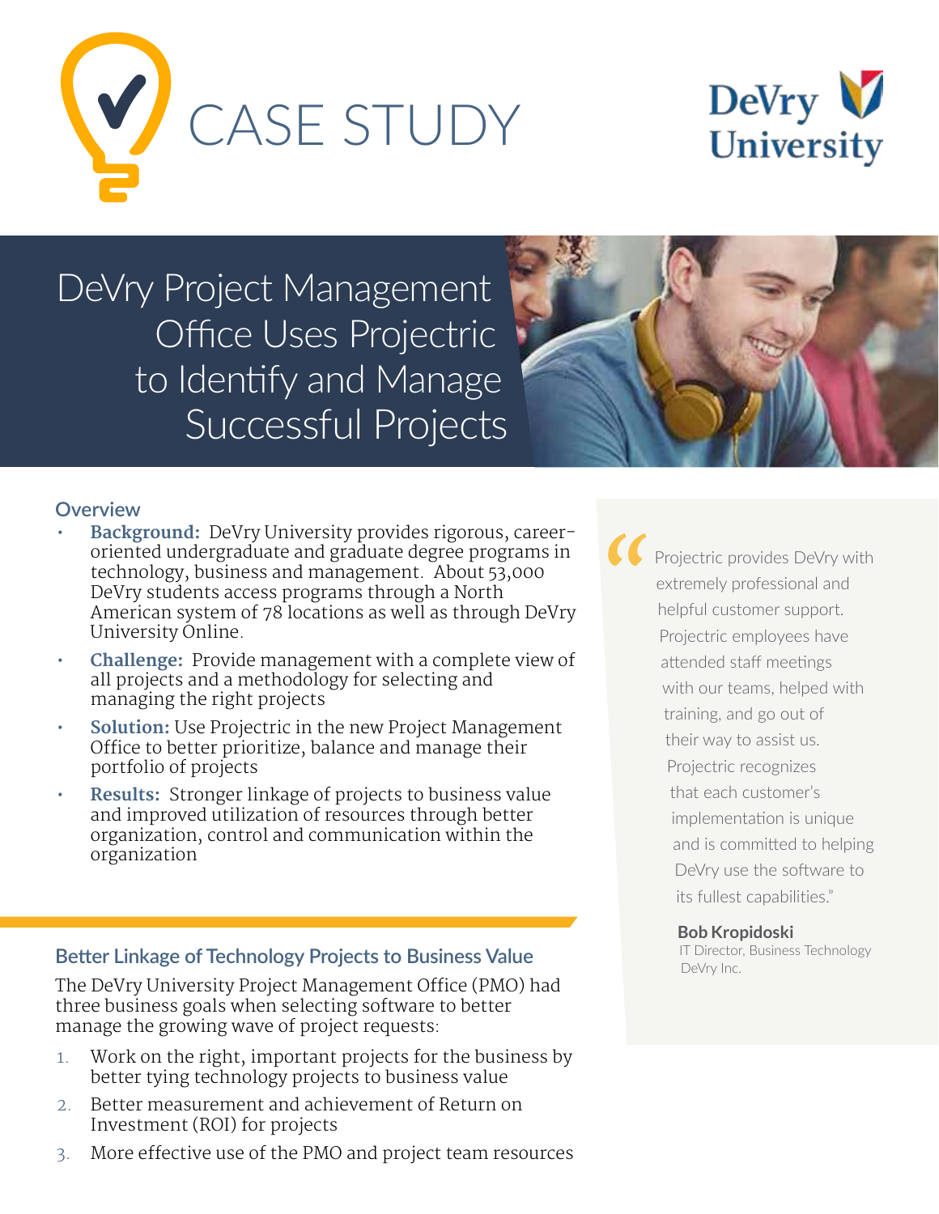# CASE STUDY

DeVry University

## DeVry Project Management Office Uses Projectric to Identify and Manage Successful Projects

### Overview

- **Background:** DeVry University provides rigorous, career-oriented undergraduate and graduate degree programs in technology, business and management. About 53,000 DeVry students access programs through a North American system of 78 locations as well as through DeVry University Online.
- **Challenge:** Provide management with a complete view of all projects and a methodology for selecting and managing the right projects
- **Solution:** Use Projectric in the new Project Management Office to better prioritize, balance and manage their portfolio of projects
- **Results:** Stronger linkage of projects to business value and improved utilization of resources through better organization, control and communication within the organization

> "Projectric provides DeVry with extremely professional and helpful customer support. Projectric employees have attended staff meetings with our teams, helped with training, and go out of their way to assist us. Projectric recognizes that each customer's implementation is unique and is committed to helping DeVry use the software to its fullest capabilities."
>
> **Bob Kropidoski**
> IT Director, Business Technology
> DeVry Inc.

### Better Linkage of Technology Projects to Business Value

The DeVry University Project Management Office (PMO) had three business goals when selecting software to better manage the growing wave of project requests:

1. Work on the right, important projects for the business by better tying technology projects to business value
2. Better measurement and achievement of Return on Investment (ROI) for projects
3. More effective use of the PMO and project team resources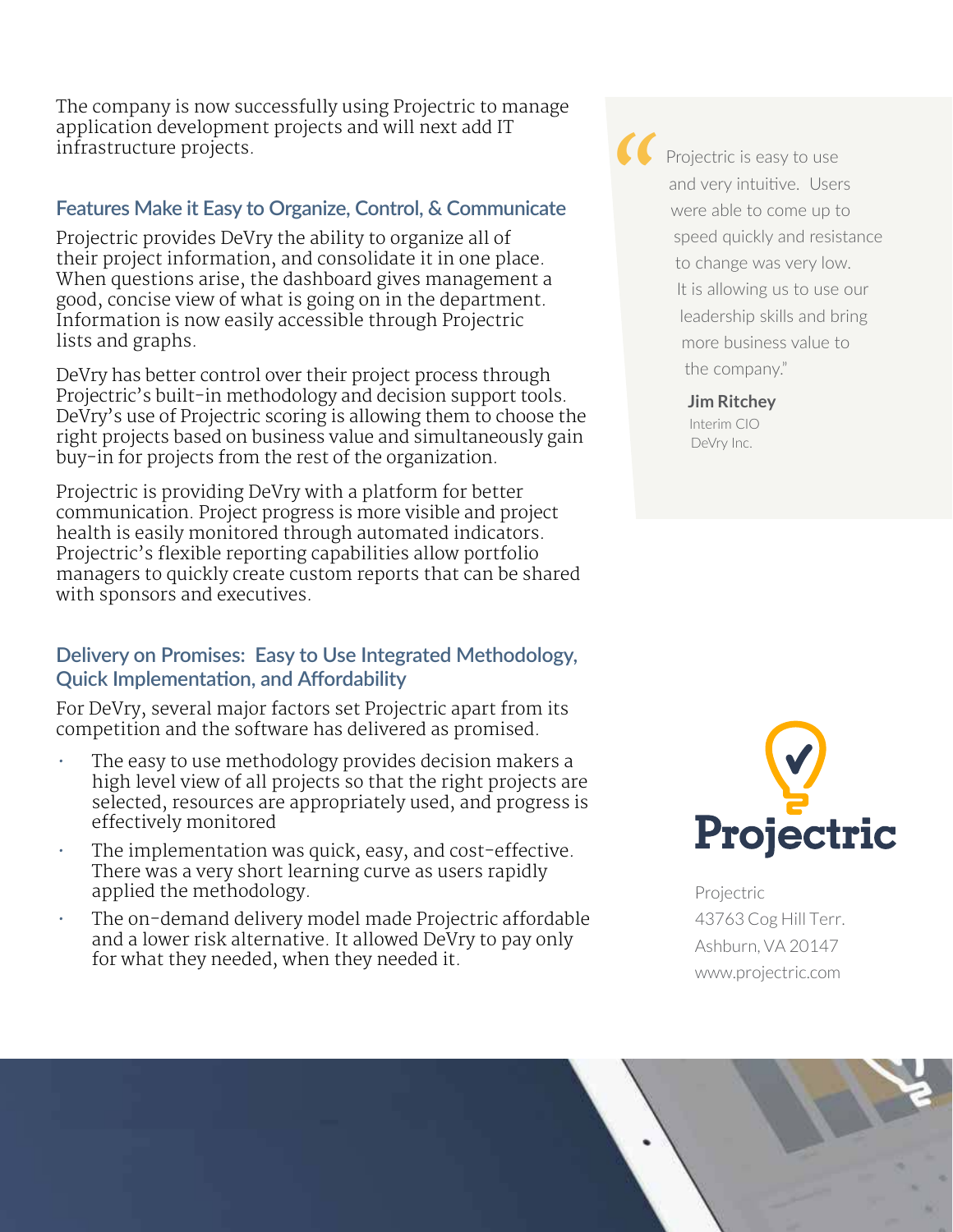The company is now successfully using Projectric to manage application development projects and will next add IT infrastructure projects.

## Features Make it Easy to Organize, Control, & Communicate

Projectric provides DeVry the ability to organize all of their project information, and consolidate it in one place. When questions arise, the dashboard gives management a good, concise view of what is going on in the department. Information is now easily accessible through Projectric lists and graphs.

DeVry has better control over their project process through Projectric's built-in methodology and decision support tools. DeVry's use of Projectric scoring is allowing them to choose the right projects based on business value and simultaneously gain buy-in for projects from the rest of the organization.

Projectric is providing DeVry with a platform for better communication. Project progress is more visible and project health is easily monitored through automated indicators. Projectric's flexible reporting capabilities allow portfolio managers to quickly create custom reports that can be shared with sponsors and executives.

## Delivery on Promises: Easy to Use Integrated Methodology, Quick Implementation, and Affordability

For DeVry, several major factors set Projectric apart from its competition and the software has delivered as promised.

- The easy to use methodology provides decision makers a high level view of all projects so that the right projects are selected, resources are appropriately used, and progress is effectively monitored
- The implementation was quick, easy, and cost-effective. There was a very short learning curve as users rapidly applied the methodology.
- The on-demand delivery model made Projectric affordable and a lower risk alternative. It allowed DeVry to pay only for what they needed, when they needed it.

> "Projectric is easy to use and very intuitive. Users were able to come up to speed quickly and resistance to change was very low. It is allowing us to use our leadership skills and bring more business value to the company."
>
> **Jim Ritchey**
> Interim CIO
> DeVry Inc.

Projectric

Projectric
43763 Cog Hill Terr.
Ashburn, VA 20147
www.projectric.com